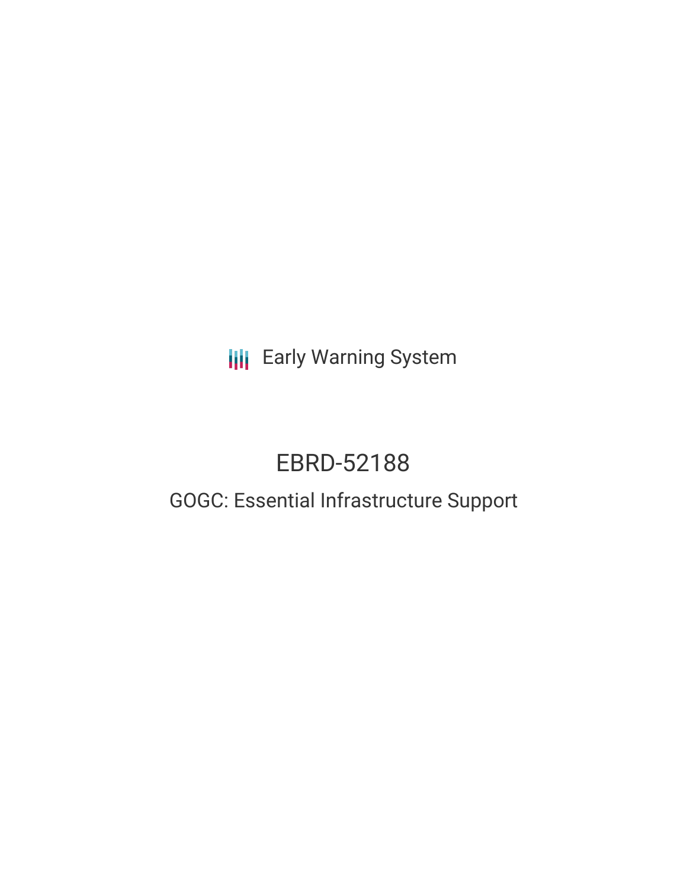Early Warning System

# EBRD-52188

## GOGC: Essential Infrastructure Support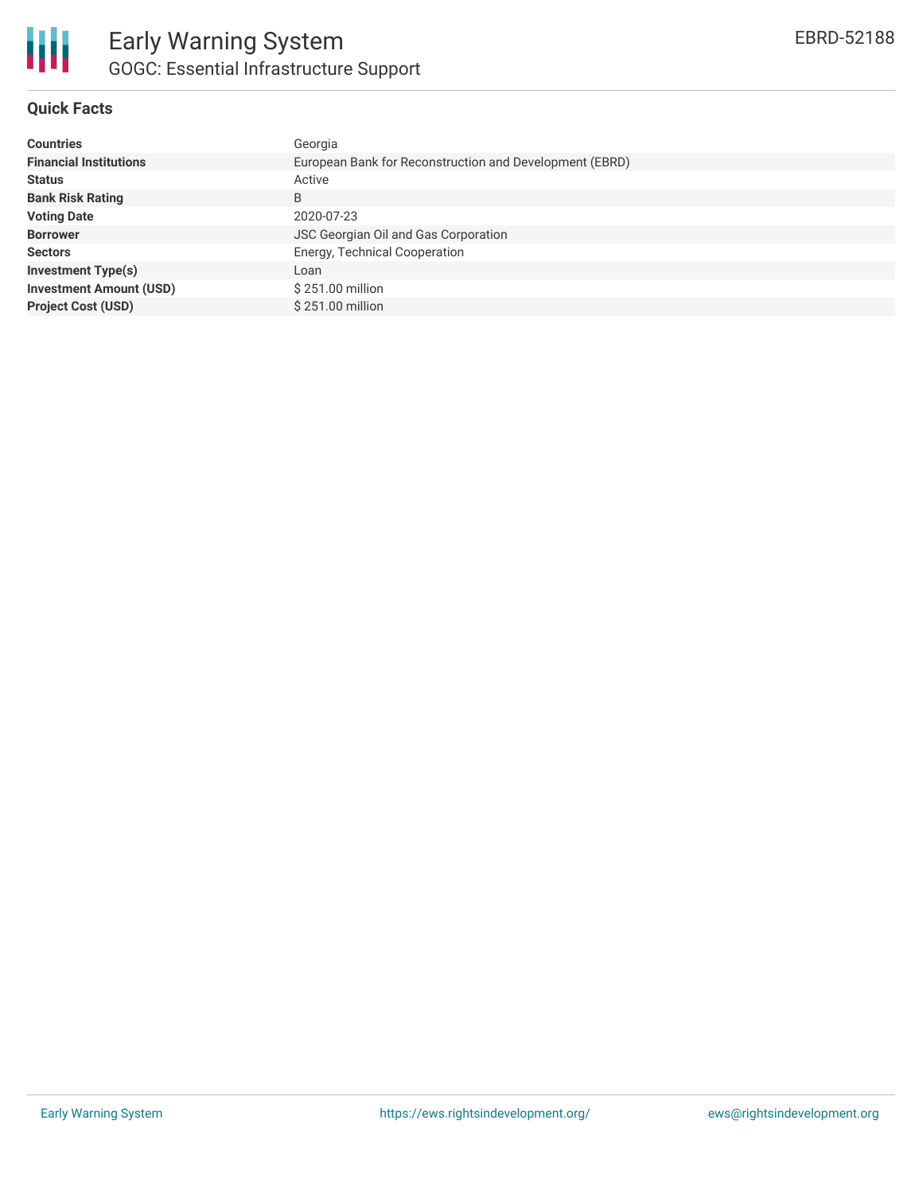# Early Warning System

## GOGC: Essential Infrastructure Support

EBRD-52188

### Quick Facts

| | |
|---|---|
| **Countries** | Georgia |
| **Financial Institutions** | European Bank for Reconstruction and Development (EBRD) |
| **Status** | Active |
| **Bank Risk Rating** | B |
| **Voting Date** | 2020-07-23 |
| **Borrower** | JSC Georgian Oil and Gas Corporation |
| **Sectors** | Energy, Technical Cooperation |
| **Investment Type(s)** | Loan |
| **Investment Amount (USD)** | $ 251.00 million |
| **Project Cost (USD)** | $ 251.00 million |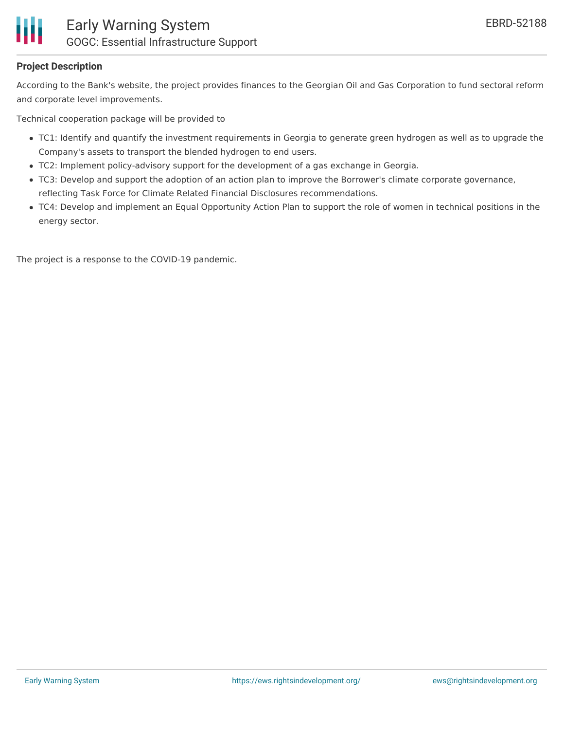## Project Description

According to the Bank's website, the project provides finances to the Georgian Oil and Gas Corporation to fund sectoral reform and corporate level improvements.

Technical cooperation package will be provided to

- TC1: Identify and quantify the investment requirements in Georgia to generate green hydrogen as well as to upgrade the Company's assets to transport the blended hydrogen to end users.
- TC2: Implement policy-advisory support for the development of a gas exchange in Georgia.
- TC3: Develop and support the adoption of an action plan to improve the Borrower's climate corporate governance, reflecting Task Force for Climate Related Financial Disclosures recommendations.
- TC4: Develop and implement an Equal Opportunity Action Plan to support the role of women in technical positions in the energy sector.

The project is a response to the COVID-19 pandemic.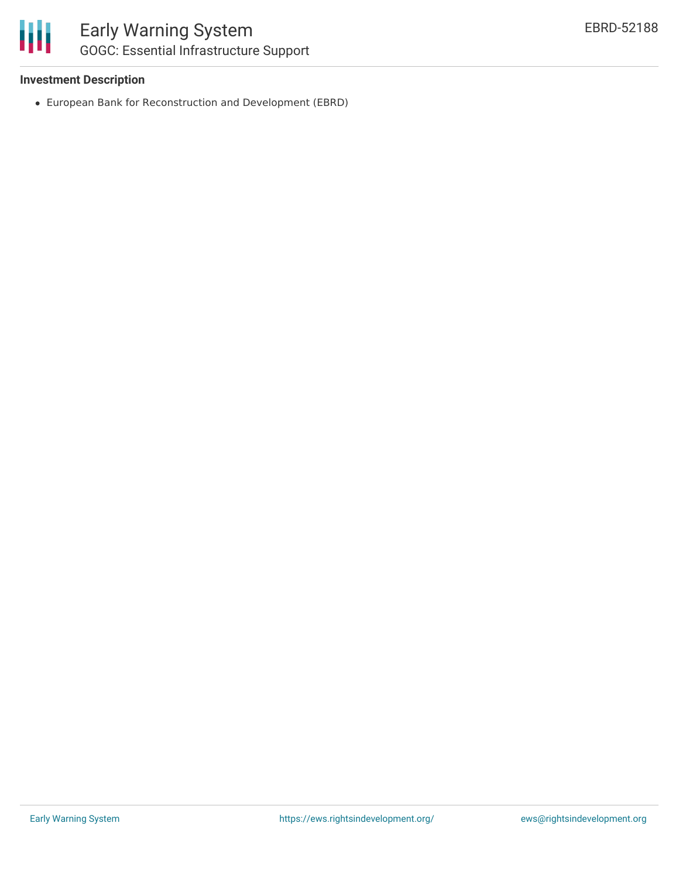### Investment Description

- European Bank for Reconstruction and Development (EBRD)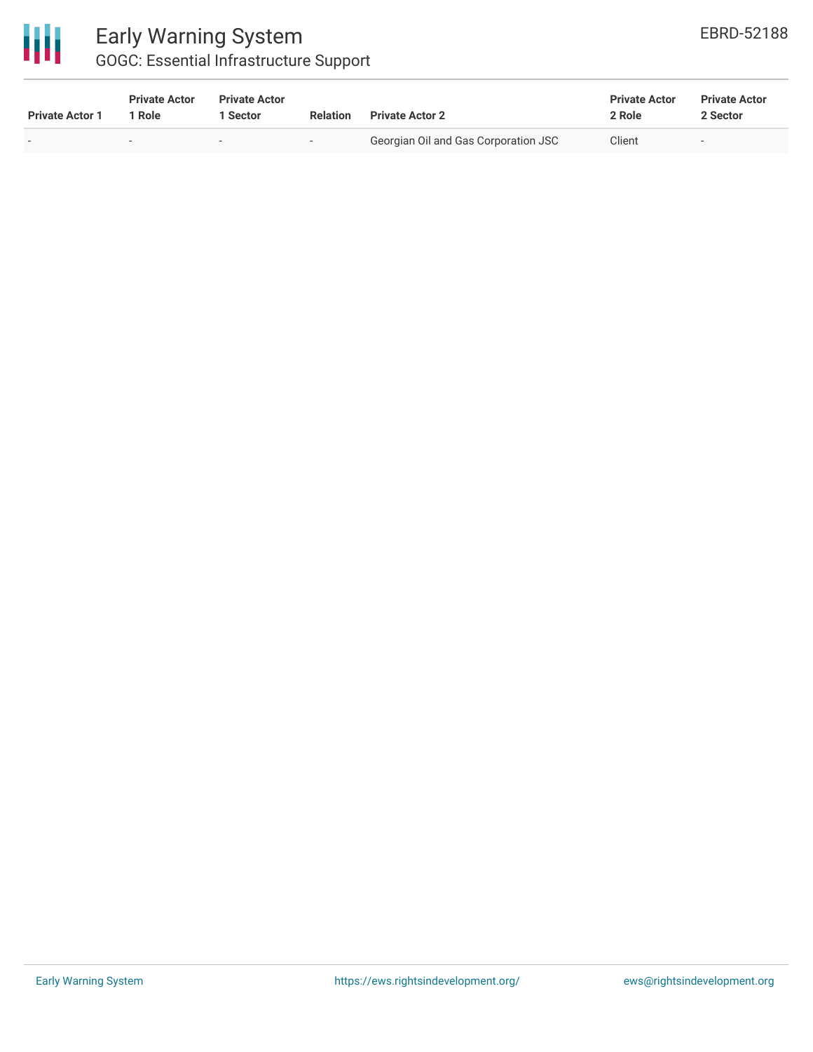| Private Actor 1 | Private Actor 1 Role | Private Actor 1 Sector | Relation | Private Actor 2 | Private Actor 2 Role | Private Actor 2 Sector |
|---|---|---|---|---|---|---|
| - | - | - | - | Georgian Oil and Gas Corporation JSC | Client | - |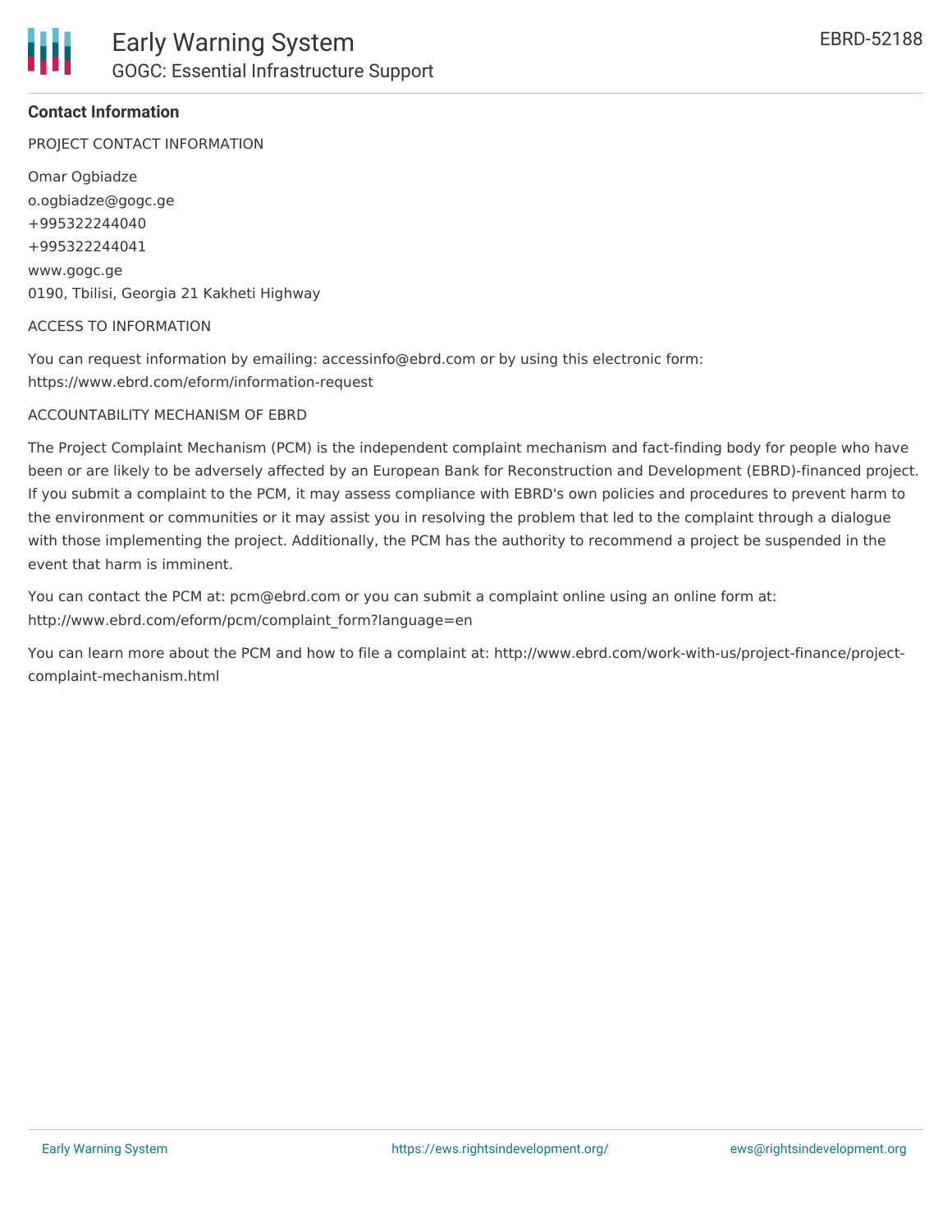## Contact Information

PROJECT CONTACT INFORMATION

Omar Ogbiadze
o.ogbiadze@gogc.ge
+995322244040
+995322244041
www.gogc.ge
0190, Tbilisi, Georgia 21 Kakheti Highway

ACCESS TO INFORMATION

You can request information by emailing: accessinfo@ebrd.com or by using this electronic form: https://www.ebrd.com/eform/information-request

ACCOUNTABILITY MECHANISM OF EBRD

The Project Complaint Mechanism (PCM) is the independent complaint mechanism and fact-finding body for people who have been or are likely to be adversely affected by an European Bank for Reconstruction and Development (EBRD)-financed project. If you submit a complaint to the PCM, it may assess compliance with EBRD's own policies and procedures to prevent harm to the environment or communities or it may assist you in resolving the problem that led to the complaint through a dialogue with those implementing the project. Additionally, the PCM has the authority to recommend a project be suspended in the event that harm is imminent.

You can contact the PCM at: pcm@ebrd.com or you can submit a complaint online using an online form at: http://www.ebrd.com/eform/pcm/complaint_form?language=en

You can learn more about the PCM and how to file a complaint at: http://www.ebrd.com/work-with-us/project-finance/project-complaint-mechanism.html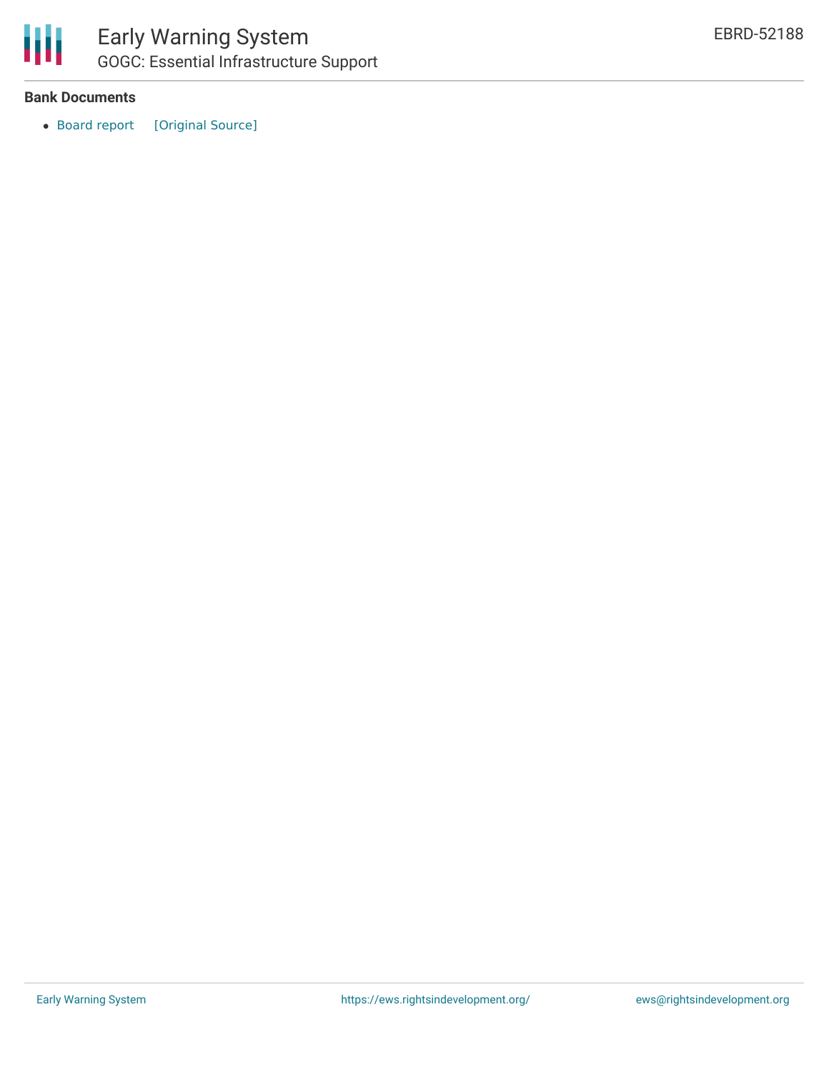**Bank Documents**

- Board report [Original Source]